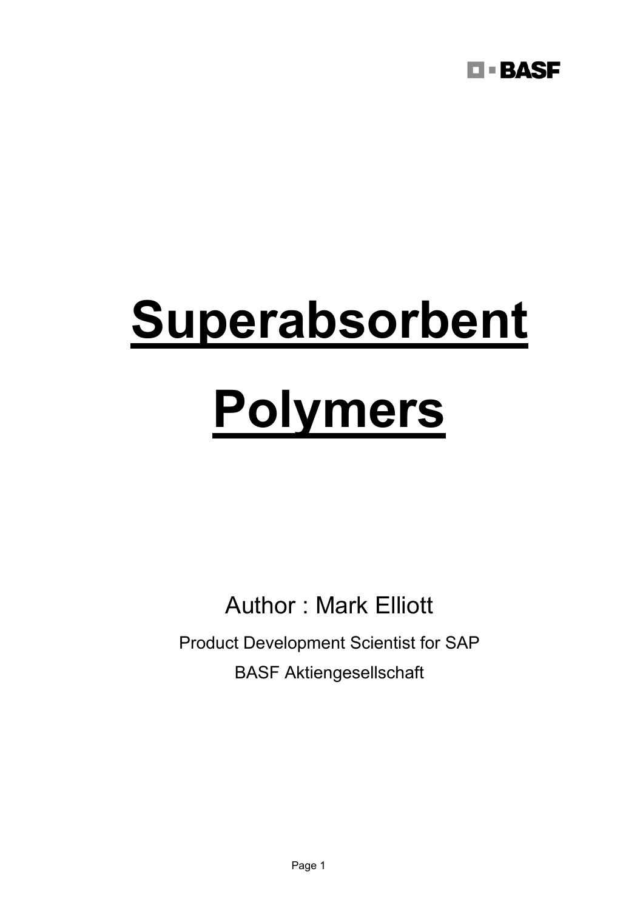BASF

# Superabsorbent Polymers

Author : Mark Elliott

Product Development Scientist for SAP

BASF Aktiengesellschaft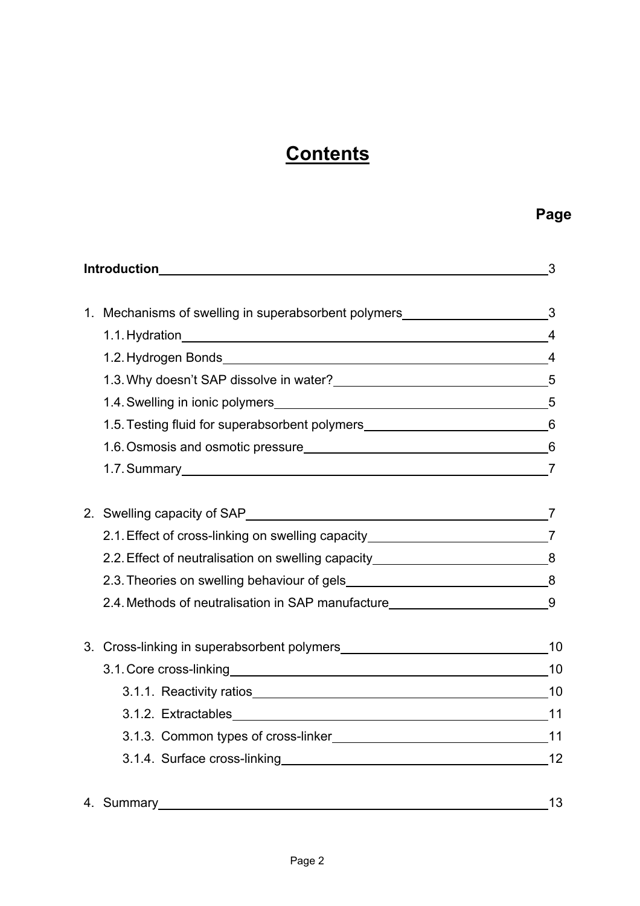# Contents

| | Page |
|---|---|
| **Introduction** | 3 |
| 1. Mechanisms of swelling in superabsorbent polymers | 3 |
| 1.1. Hydration | 4 |
| 1.2. Hydrogen Bonds | 4 |
| 1.3. Why doesn't SAP dissolve in water? | 5 |
| 1.4. Swelling in ionic polymers | 5 |
| 1.5. Testing fluid for superabsorbent polymers | 6 |
| 1.6. Osmosis and osmotic pressure | 6 |
| 1.7. Summary | 7 |
| 2. Swelling capacity of SAP | 7 |
| 2.1. Effect of cross-linking on swelling capacity | 7 |
| 2.2. Effect of neutralisation on swelling capacity | 8 |
| 2.3. Theories on swelling behaviour of gels | 8 |
| 2.4. Methods of neutralisation in SAP manufacture | 9 |
| 3. Cross-linking in superabsorbent polymers | 10 |
| 3.1. Core cross-linking | 10 |
| 3.1.1. Reactivity ratios | 10 |
| 3.1.2. Extractables | 11 |
| 3.1.3. Common types of cross-linker | 11 |
| 3.1.4. Surface cross-linking | 12 |
| 4. Summary | 13 |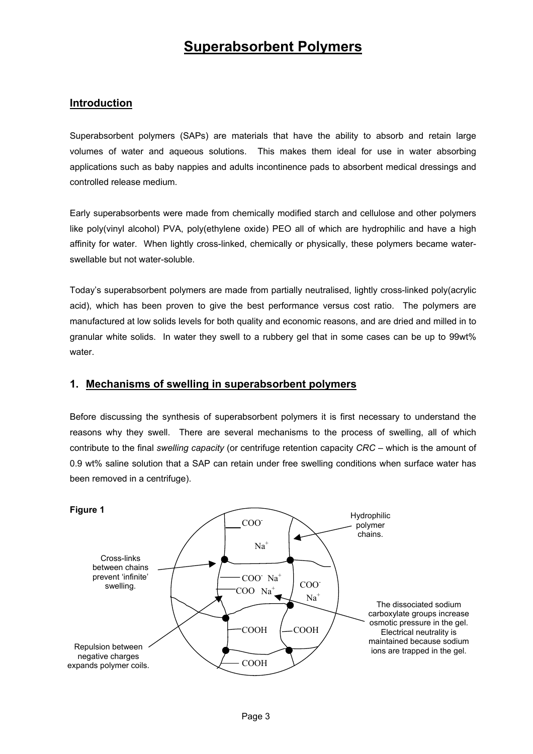# Superabsorbent Polymers

## Introduction

Superabsorbent polymers (SAPs) are materials that have the ability to absorb and retain large volumes of water and aqueous solutions. This makes them ideal for use in water absorbing applications such as baby nappies and adults incontinence pads to absorbent medical dressings and controlled release medium.

Early superabsorbents were made from chemically modified starch and cellulose and other polymers like poly(vinyl alcohol) PVA, poly(ethylene oxide) PEO all of which are hydrophilic and have a high affinity for water. When lightly cross-linked, chemically or physically, these polymers became water-swellable but not water-soluble.

Today's superabsorbent polymers are made from partially neutralised, lightly cross-linked poly(acrylic acid), which has been proven to give the best performance versus cost ratio. The polymers are manufactured at low solids levels for both quality and economic reasons, and are dried and milled in to granular white solids. In water they swell to a rubbery gel that in some cases can be up to 99wt% water.

## 1. Mechanisms of swelling in superabsorbent polymers

Before discussing the synthesis of superabsorbent polymers it is first necessary to understand the reasons why they swell. There are several mechanisms to the process of swelling, all of which contribute to the final *swelling capacity* (or centrifuge retention capacity *CRC* – which is the amount of 0.9 wt% saline solution that a SAP can retain under free swelling conditions when surface water has been removed in a centrifuge).

**Figure 1**

Labels in figure: $COO^-$, $Na^+$, $COO^-$ $Na^+$, $COO$ $Na^+$, $COO^-$, $Na^+$, $COOH$, $COOH$, $COOH$

Hydrophilic polymer chains.

Cross-links between chains prevent 'infinite' swelling.

Repulsion between negative charges expands polymer coils.

The dissociated sodium carboxylate groups increase osmotic pressure in the gel. Electrical neutrality is maintained because sodium ions are trapped in the gel.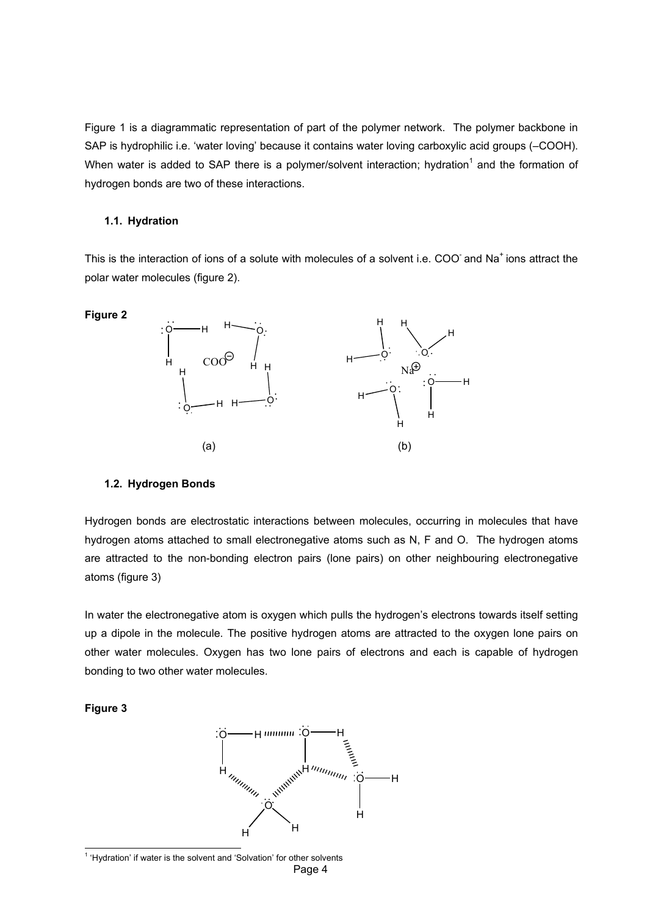Figure 1 is a diagrammatic representation of part of the polymer network. The polymer backbone in SAP is hydrophilic i.e. 'water loving' because it contains water loving carboxylic acid groups (–COOH). When water is added to SAP there is a polymer/solvent interaction; hydration[1] and the formation of hydrogen bonds are two of these interactions.

### 1.1. Hydration

This is the interaction of ions of a solute with molecules of a solvent i.e. $COO^-$ and $Na^+$ ions attract the polar water molecules (figure 2).

**Figure 2**

(a) (b)

### 1.2. Hydrogen Bonds

Hydrogen bonds are electrostatic interactions between molecules, occurring in molecules that have hydrogen atoms attached to small electronegative atoms such as N, F and O. The hydrogen atoms are attracted to the non-bonding electron pairs (lone pairs) on other neighbouring electronegative atoms (figure 3)

In water the electronegative atom is oxygen which pulls the hydrogen's electrons towards itself setting up a dipole in the molecule. The positive hydrogen atoms are attracted to the oxygen lone pairs on other water molecules. Oxygen has two lone pairs of electrons and each is capable of hydrogen bonding to two other water molecules.

**Figure 3**

[1] 'Hydration' if water is the solvent and 'Solvation' for other solvents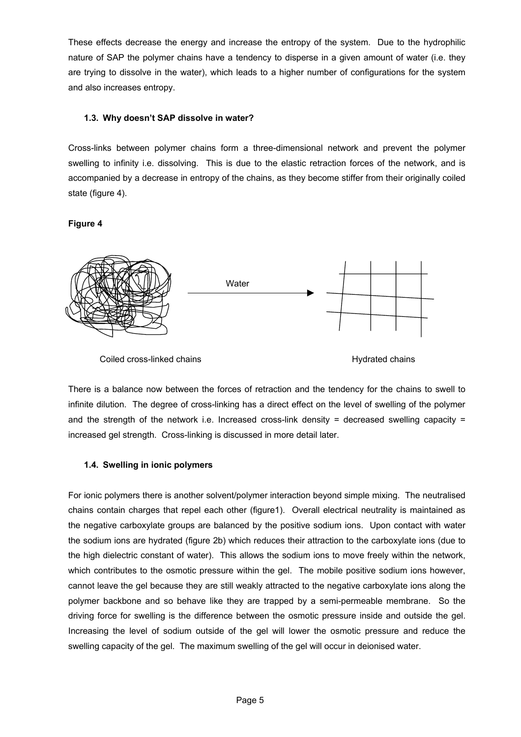These effects decrease the energy and increase the entropy of the system. Due to the hydrophilic nature of SAP the polymer chains have a tendency to disperse in a given amount of water (i.e. they are trying to dissolve in the water), which leads to a higher number of configurations for the system and also increases entropy.

### 1.3. Why doesn't SAP dissolve in water?

Cross-links between polymer chains form a three-dimensional network and prevent the polymer swelling to infinity i.e. dissolving. This is due to the elastic retraction forces of the network, and is accompanied by a decrease in entropy of the chains, as they become stiffer from their originally coiled state (figure 4).

**Figure 4**

Water

Coiled cross-linked chains Hydrated chains

There is a balance now between the forces of retraction and the tendency for the chains to swell to infinite dilution. The degree of cross-linking has a direct effect on the level of swelling of the polymer and the strength of the network i.e. Increased cross-link density = decreased swelling capacity = increased gel strength. Cross-linking is discussed in more detail later.

### 1.4. Swelling in ionic polymers

For ionic polymers there is another solvent/polymer interaction beyond simple mixing. The neutralised chains contain charges that repel each other (figure1). Overall electrical neutrality is maintained as the negative carboxylate groups are balanced by the positive sodium ions. Upon contact with water the sodium ions are hydrated (figure 2b) which reduces their attraction to the carboxylate ions (due to the high dielectric constant of water). This allows the sodium ions to move freely within the network, which contributes to the osmotic pressure within the gel. The mobile positive sodium ions however, cannot leave the gel because they are still weakly attracted to the negative carboxylate ions along the polymer backbone and so behave like they are trapped by a semi-permeable membrane. So the driving force for swelling is the difference between the osmotic pressure inside and outside the gel. Increasing the level of sodium outside of the gel will lower the osmotic pressure and reduce the swelling capacity of the gel. The maximum swelling of the gel will occur in deionised water.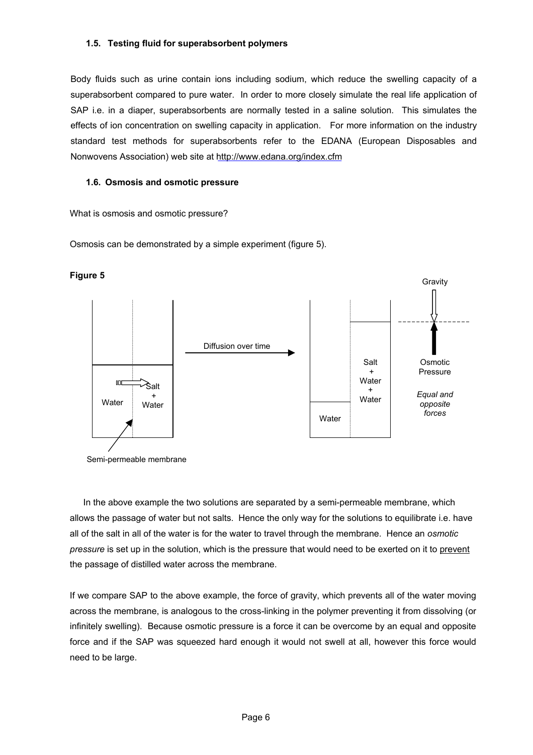### 1.5. Testing fluid for superabsorbent polymers

Body fluids such as urine contain ions including sodium, which reduce the swelling capacity of a superabsorbent compared to pure water. In order to more closely simulate the real life application of SAP i.e. in a diaper, superabsorbents are normally tested in a saline solution. This simulates the effects of ion concentration on swelling capacity in application. For more information on the industry standard test methods for superabsorbents refer to the EDANA (European Disposables and Nonwovens Association) web site at http://www.edana.org/index.cfm

### 1.6. Osmosis and osmotic pressure

What is osmosis and osmotic pressure?

Osmosis can be demonstrated by a simple experiment (figure 5).

**Figure 5**

Water | Salt + Water — Semi-permeable membrane — Diffusion over time → Water | Salt + Water + Water — Gravity — Osmotic Pressure — *Equal and opposite forces*

In the above example the two solutions are separated by a semi-permeable membrane, which allows the passage of water but not salts. Hence the only way for the solutions to equilibrate i.e. have all of the salt in all of the water is for the water to travel through the membrane. Hence an *osmotic pressure* is set up in the solution, which is the pressure that would need to be exerted on it to prevent the passage of distilled water across the membrane.

If we compare SAP to the above example, the force of gravity, which prevents all of the water moving across the membrane, is analogous to the cross-linking in the polymer preventing it from dissolving (or infinitely swelling). Because osmotic pressure is a force it can be overcome by an equal and opposite force and if the SAP was squeezed hard enough it would not swell at all, however this force would need to be large.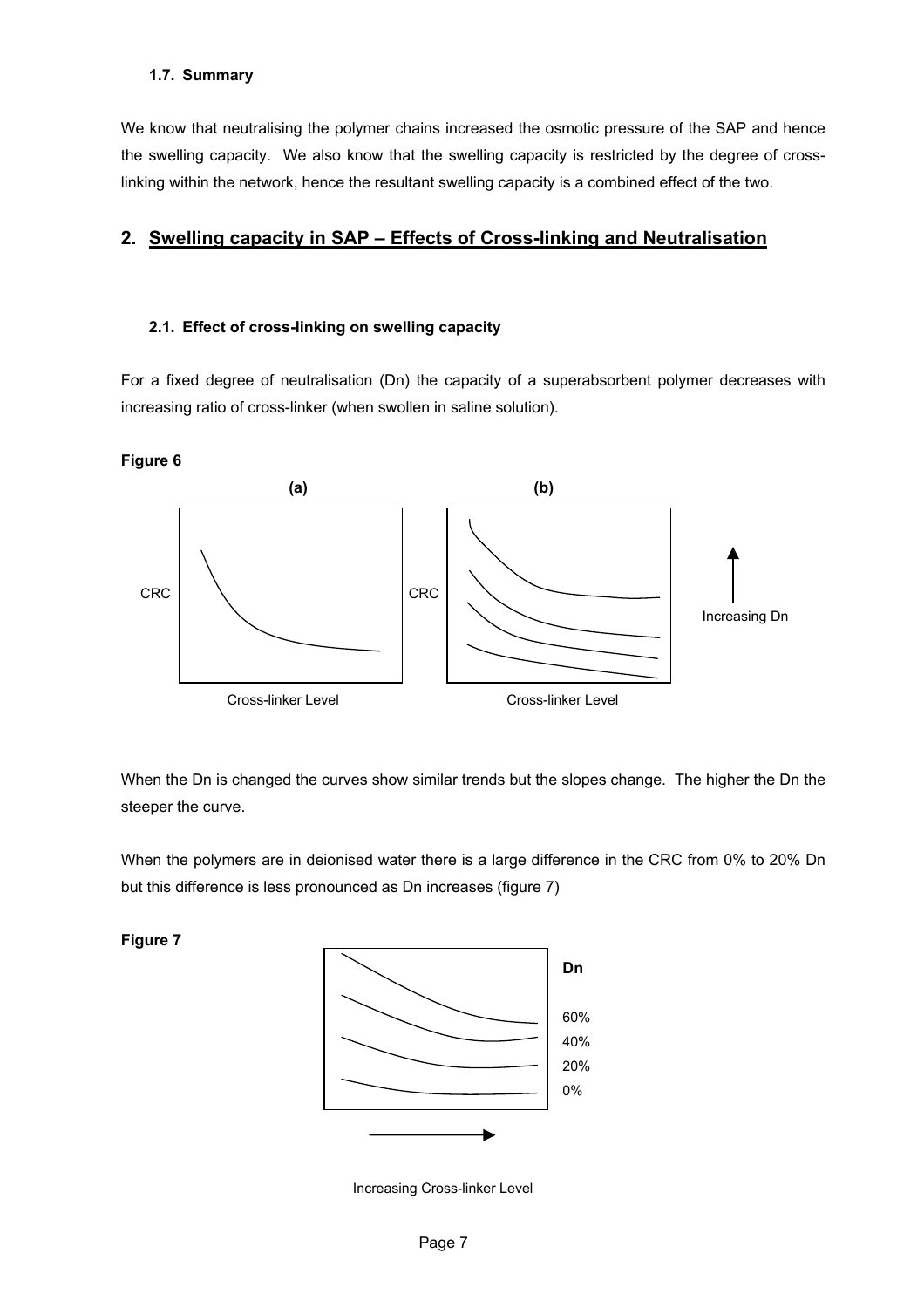### 1.7. Summary

We know that neutralising the polymer chains increased the osmotic pressure of the SAP and hence the swelling capacity. We also know that the swelling capacity is restricted by the degree of cross-linking within the network, hence the resultant swelling capacity is a combined effect of the two.

## 2. Swelling capacity in SAP – Effects of Cross-linking and Neutralisation

### 2.1. Effect of cross-linking on swelling capacity

For a fixed degree of neutralisation (Dn) the capacity of a superabsorbent polymer decreases with increasing ratio of cross-linker (when swollen in saline solution).

**Figure 6**

When the Dn is changed the curves show similar trends but the slopes change. The higher the Dn the steeper the curve.

When the polymers are in deionised water there is a large difference in the CRC from 0% to 20% Dn but this difference is less pronounced as Dn increases (figure 7)

**Figure 7**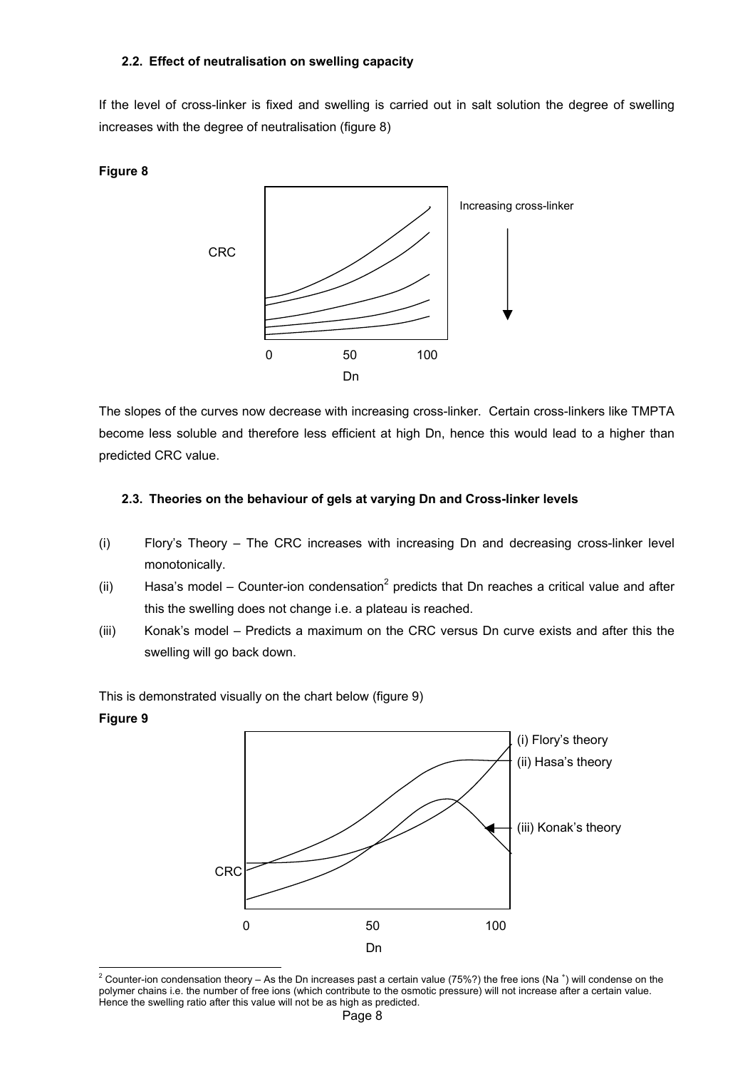### 2.2. Effect of neutralisation on swelling capacity

If the level of cross-linker is fixed and swelling is carried out in salt solution the degree of swelling increases with the degree of neutralisation (figure 8)

**Figure 8**

The slopes of the curves now decrease with increasing cross-linker. Certain cross-linkers like TMPTA become less soluble and therefore less efficient at high Dn, hence this would lead to a higher than predicted CRC value.

### 2.3. Theories on the behaviour of gels at varying Dn and Cross-linker levels

(i) Flory's Theory – The CRC increases with increasing Dn and decreasing cross-linker level monotonically.

(ii) Hasa's model – Counter-ion condensation[2] predicts that Dn reaches a critical value and after this the swelling does not change i.e. a plateau is reached.

(iii) Konak's model – Predicts a maximum on the CRC versus Dn curve exists and after this the swelling will go back down.

This is demonstrated visually on the chart below (figure 9)

**Figure 9**

[2] Counter-ion condensation theory – As the Dn increases past a certain value (75%?) the free ions ($Na^+$) will condense on the polymer chains i.e. the number of free ions (which contribute to the osmotic pressure) will not increase after a certain value. Hence the swelling ratio after this value will not be as high as predicted.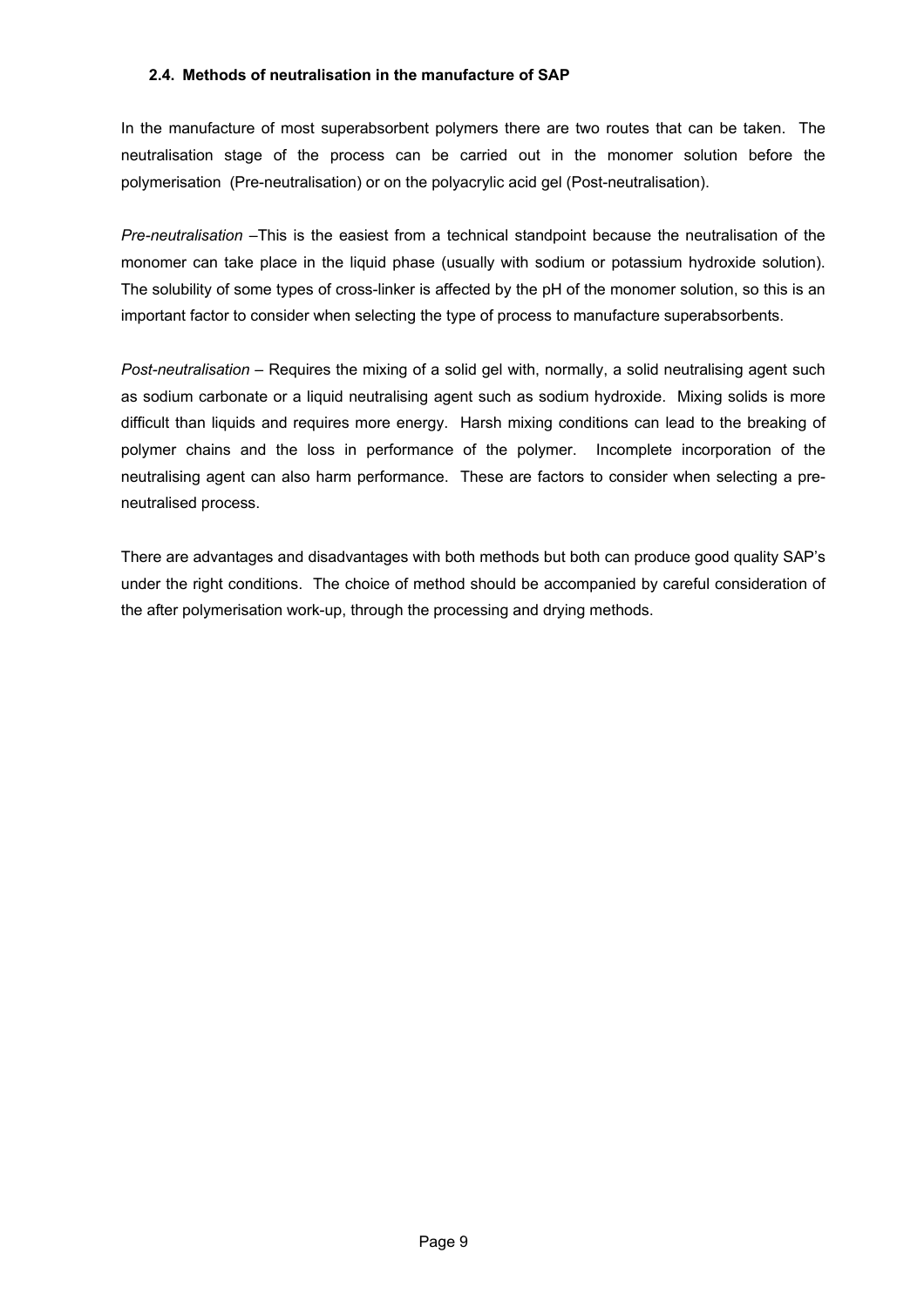### 2.4. Methods of neutralisation in the manufacture of SAP

In the manufacture of most superabsorbent polymers there are two routes that can be taken. The neutralisation stage of the process can be carried out in the monomer solution before the polymerisation (Pre-neutralisation) or on the polyacrylic acid gel (Post-neutralisation).

*Pre-neutralisation* –This is the easiest from a technical standpoint because the neutralisation of the monomer can take place in the liquid phase (usually with sodium or potassium hydroxide solution). The solubility of some types of cross-linker is affected by the pH of the monomer solution, so this is an important factor to consider when selecting the type of process to manufacture superabsorbents.

*Post-neutralisation* – Requires the mixing of a solid gel with, normally, a solid neutralising agent such as sodium carbonate or a liquid neutralising agent such as sodium hydroxide. Mixing solids is more difficult than liquids and requires more energy. Harsh mixing conditions can lead to the breaking of polymer chains and the loss in performance of the polymer. Incomplete incorporation of the neutralising agent can also harm performance. These are factors to consider when selecting a pre-neutralised process.

There are advantages and disadvantages with both methods but both can produce good quality SAP's under the right conditions. The choice of method should be accompanied by careful consideration of the after polymerisation work-up, through the processing and drying methods.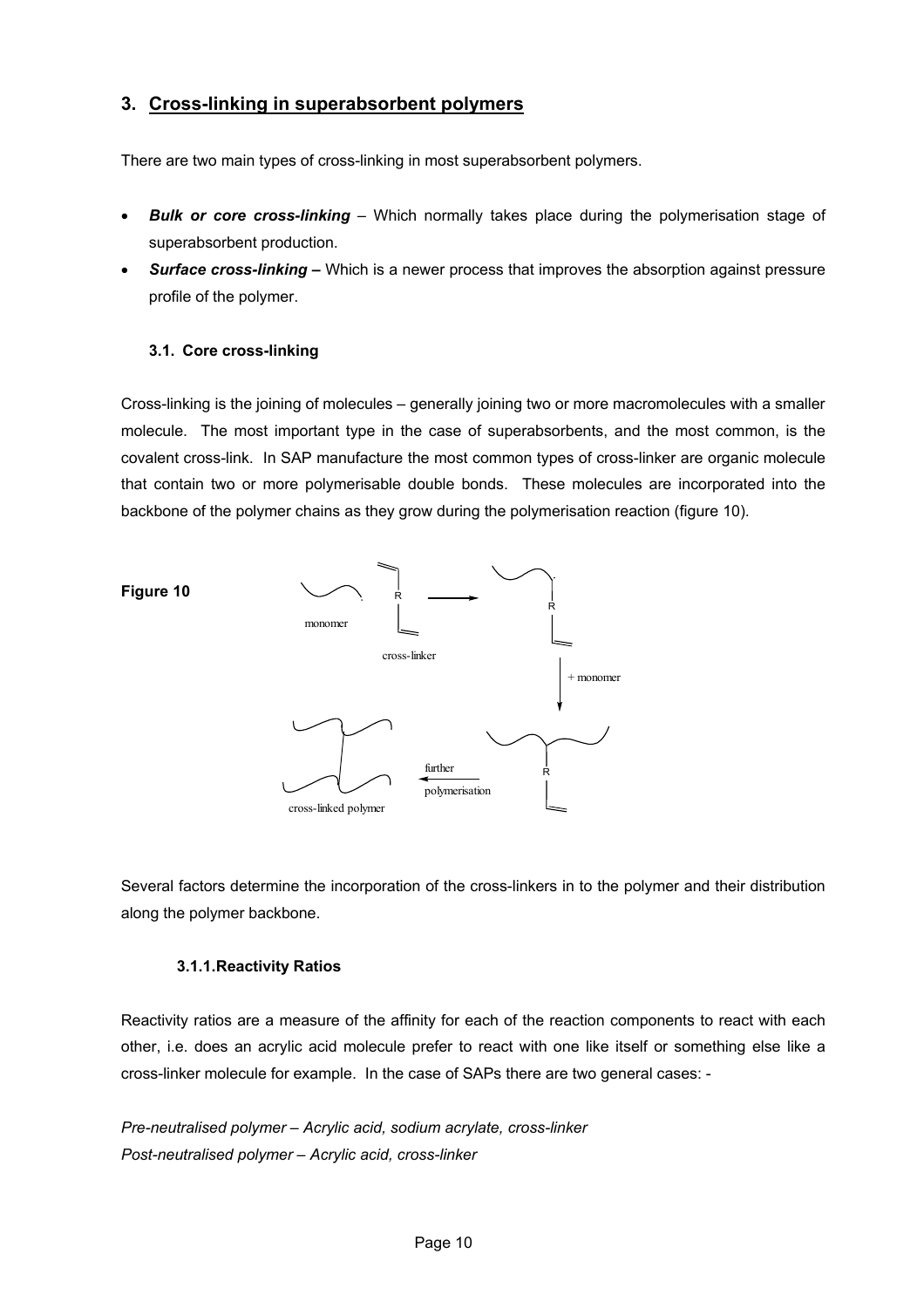## 3. Cross-linking in superabsorbent polymers

There are two main types of cross-linking in most superabsorbent polymers.

- ***Bulk or core cross-linking*** – Which normally takes place during the polymerisation stage of superabsorbent production.
- ***Surface cross-linking –*** Which is a newer process that improves the absorption against pressure profile of the polymer.

### 3.1. Core cross-linking

Cross-linking is the joining of molecules – generally joining two or more macromolecules with a smaller molecule. The most important type in the case of superabsorbents, and the most common, is the covalent cross-link. In SAP manufacture the most common types of cross-linker are organic molecule that contain two or more polymerisable double bonds. These molecules are incorporated into the backbone of the polymer chains as they grow during the polymerisation reaction (figure 10).

**Figure 10**

Several factors determine the incorporation of the cross-linkers in to the polymer and their distribution along the polymer backbone.

#### 3.1.1. Reactivity Ratios

Reactivity ratios are a measure of the affinity for each of the reaction components to react with each other, i.e. does an acrylic acid molecule prefer to react with one like itself or something else like a cross-linker molecule for example. In the case of SAPs there are two general cases: -

*Pre-neutralised polymer – Acrylic acid, sodium acrylate, cross-linker*
*Post-neutralised polymer – Acrylic acid, cross-linker*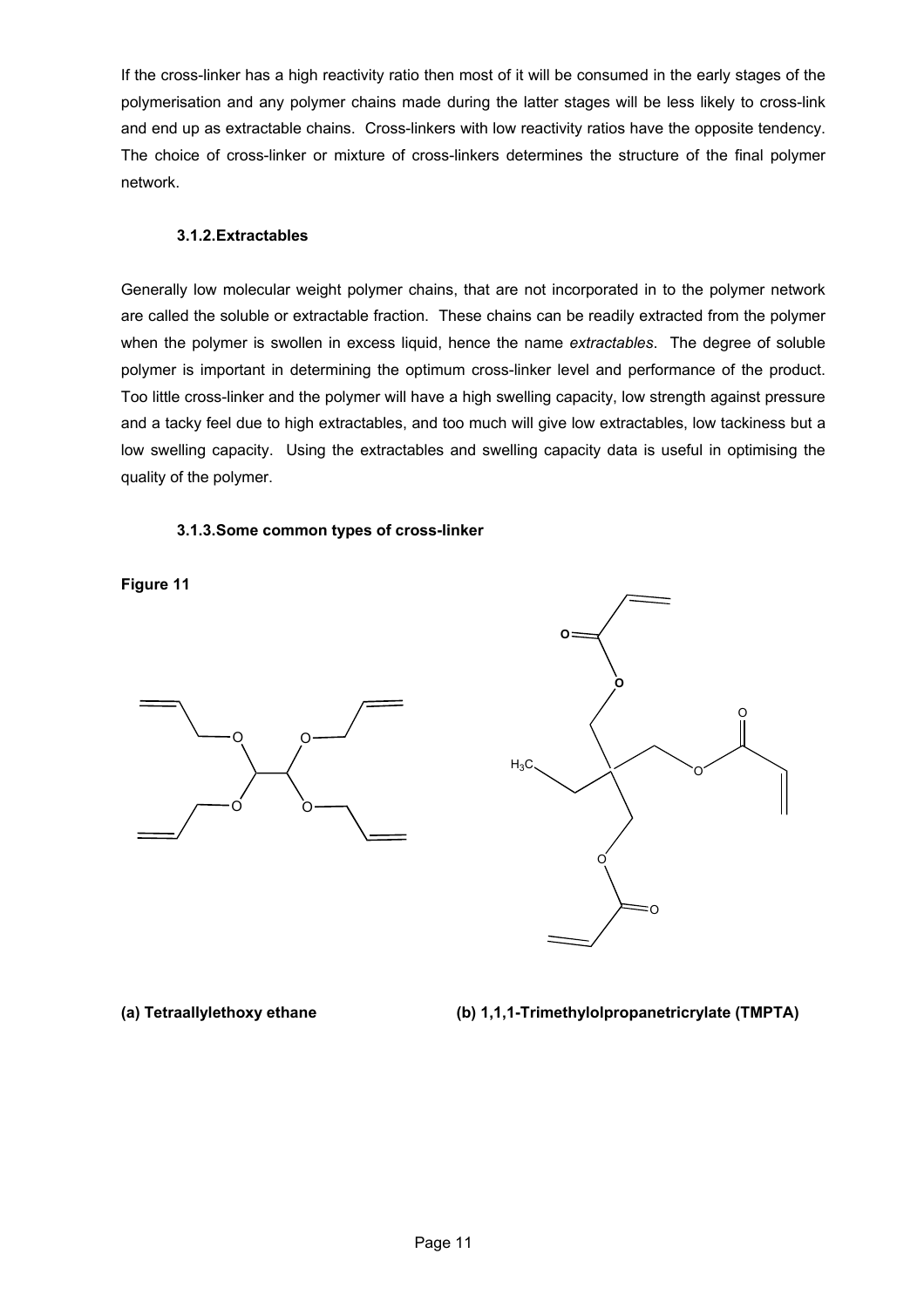If the cross-linker has a high reactivity ratio then most of it will be consumed in the early stages of the polymerisation and any polymer chains made during the latter stages will be less likely to cross-link and end up as extractable chains. Cross-linkers with low reactivity ratios have the opposite tendency. The choice of cross-linker or mixture of cross-linkers determines the structure of the final polymer network.

### 3.1.2. Extractables

Generally low molecular weight polymer chains, that are not incorporated in to the polymer network are called the soluble or extractable fraction. These chains can be readily extracted from the polymer when the polymer is swollen in excess liquid, hence the name *extractables*. The degree of soluble polymer is important in determining the optimum cross-linker level and performance of the product. Too little cross-linker and the polymer will have a high swelling capacity, low strength against pressure and a tacky feel due to high extractables, and too much will give low extractables, low tackiness but a low swelling capacity. Using the extractables and swelling capacity data is useful in optimising the quality of the polymer.

### 3.1.3. Some common types of cross-linker

**Figure 11**

**(a) Tetraallylethoxy ethane** **(b) 1,1,1-Trimethylolpropanetricrylate (TMPTA)**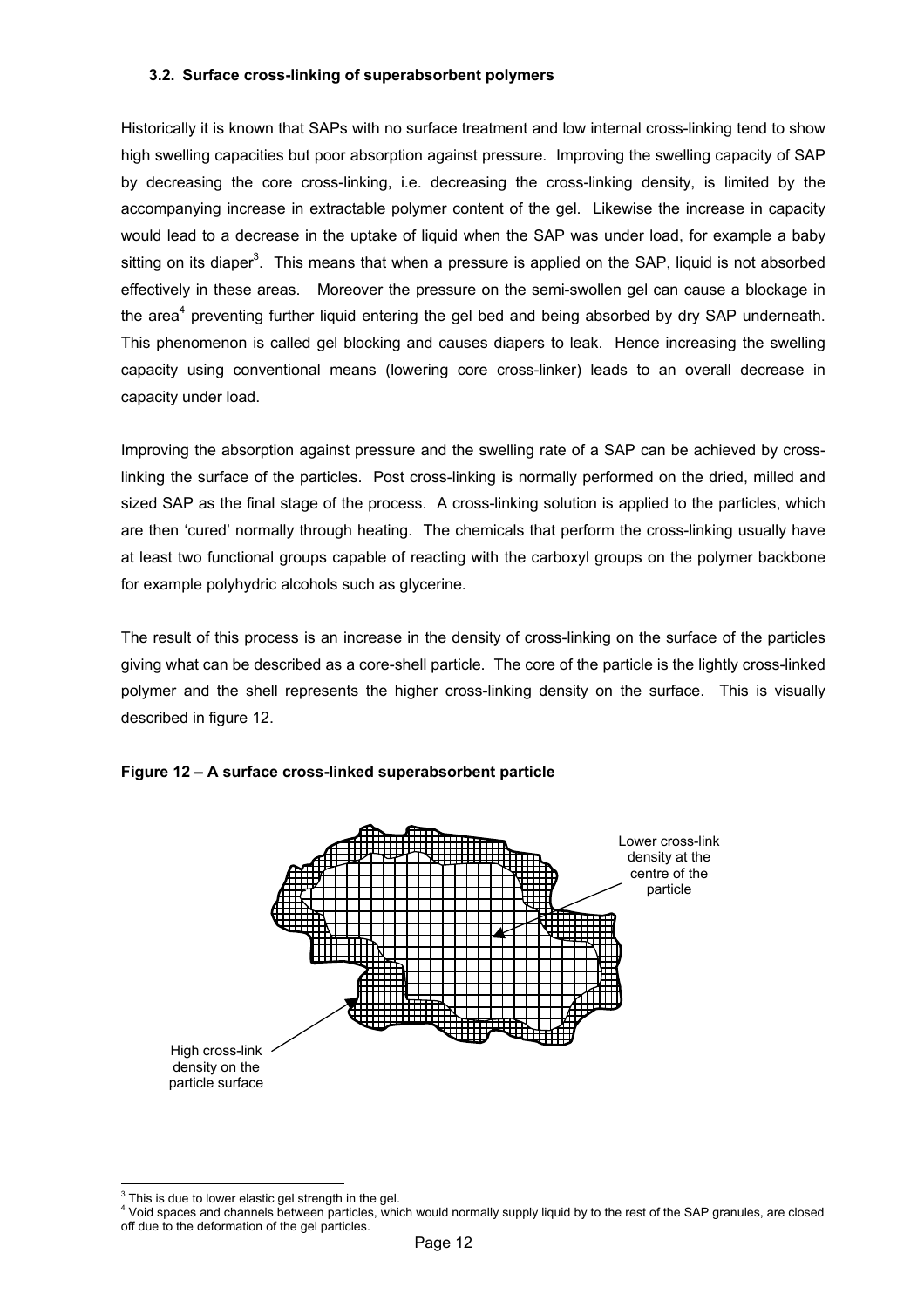### 3.2. Surface cross-linking of superabsorbent polymers

Historically it is known that SAPs with no surface treatment and low internal cross-linking tend to show high swelling capacities but poor absorption against pressure. Improving the swelling capacity of SAP by decreasing the core cross-linking, i.e. decreasing the cross-linking density, is limited by the accompanying increase in extractable polymer content of the gel. Likewise the increase in capacity would lead to a decrease in the uptake of liquid when the SAP was under load, for example a baby sitting on its diaper[3]. This means that when a pressure is applied on the SAP, liquid is not absorbed effectively in these areas. Moreover the pressure on the semi-swollen gel can cause a blockage in the area[4] preventing further liquid entering the gel bed and being absorbed by dry SAP underneath. This phenomenon is called gel blocking and causes diapers to leak. Hence increasing the swelling capacity using conventional means (lowering core cross-linker) leads to an overall decrease in capacity under load.

Improving the absorption against pressure and the swelling rate of a SAP can be achieved by cross-linking the surface of the particles. Post cross-linking is normally performed on the dried, milled and sized SAP as the final stage of the process. A cross-linking solution is applied to the particles, which are then 'cured' normally through heating. The chemicals that perform the cross-linking usually have at least two functional groups capable of reacting with the carboxyl groups on the polymer backbone for example polyhydric alcohols such as glycerine.

The result of this process is an increase in the density of cross-linking on the surface of the particles giving what can be described as a core-shell particle. The core of the particle is the lightly cross-linked polymer and the shell represents the higher cross-linking density on the surface. This is visually described in figure 12.

**Figure 12 – A surface cross-linked superabsorbent particle**

Lower cross-link density at the centre of the particle

High cross-link density on the particle surface

[3] This is due to lower elastic gel strength in the gel.

[4] Void spaces and channels between particles, which would normally supply liquid by to the rest of the SAP granules, are closed off due to the deformation of the gel particles.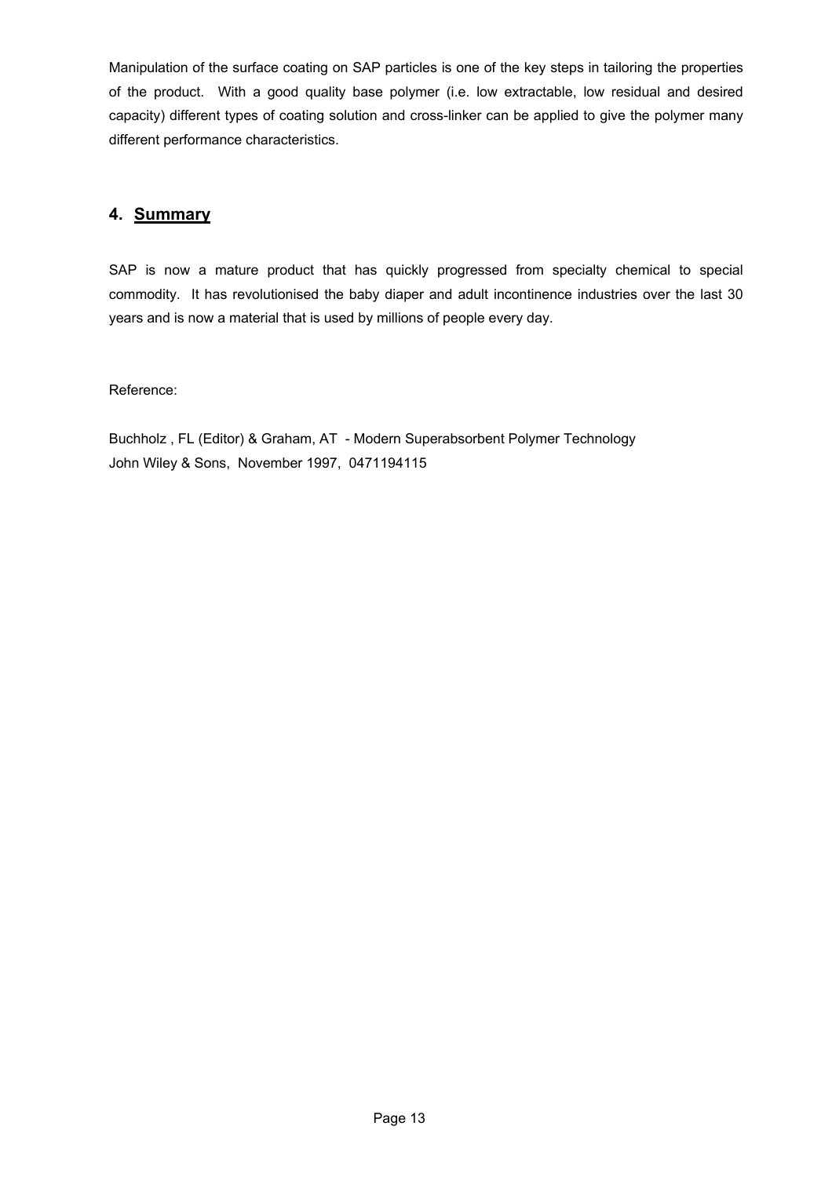Manipulation of the surface coating on SAP particles is one of the key steps in tailoring the properties of the product. With a good quality base polymer (i.e. low extractable, low residual and desired capacity) different types of coating solution and cross-linker can be applied to give the polymer many different performance characteristics.

## 4. Summary

SAP is now a mature product that has quickly progressed from specialty chemical to special commodity. It has revolutionised the baby diaper and adult incontinence industries over the last 30 years and is now a material that is used by millions of people every day.

Reference:

Buchholz , FL (Editor) & Graham, AT - Modern Superabsorbent Polymer Technology
John Wiley & Sons, November 1997, 0471194115